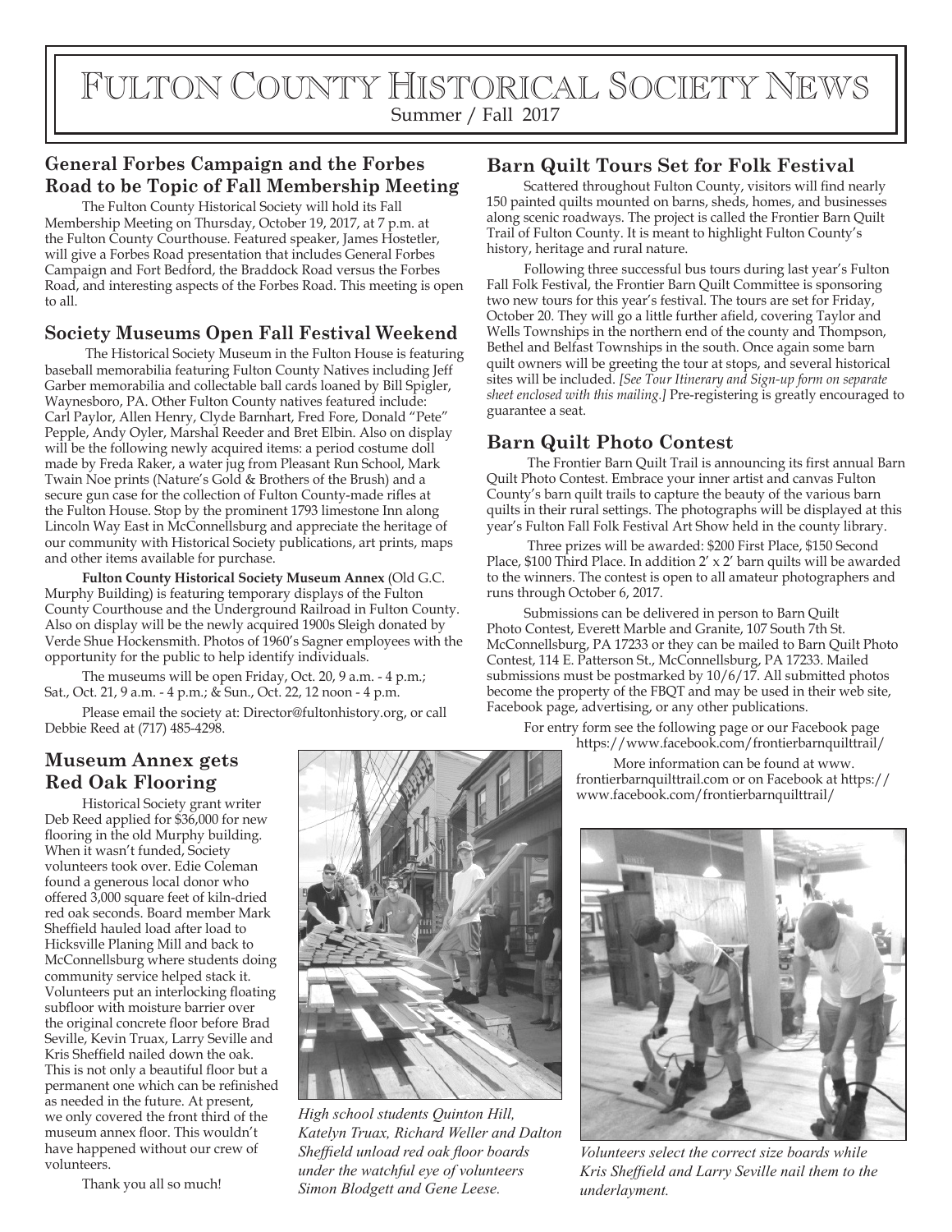# Fulton County Historical Society News

Summer / Fall 2017

## General Forbes Campaign and the Forbes Road to be Topic of Fall Membership Meeting

The Fulton County Historical Society will hold its Fall Membership Meeting on Thursday, October 19, 2017, at 7 p.m. at the Fulton County Courthouse. Featured speaker, James Hostetler, will give a Forbes Road presentation that includes General Forbes Campaign and Fort Bedford, the Braddock Road versus the Forbes Road, and interesting aspects of the Forbes Road. This meeting is open to all.

## Society Museums Open Fall Festival Weekend

The Historical Society Museum in the Fulton House is featuring baseball memorabilia featuring Fulton County Natives including Jeff Garber memorabilia and collectable ball cards loaned by Bill Spigler, Waynesboro, PA. Other Fulton County natives featured include: Carl Paylor, Allen Henry, Clyde Barnhart, Fred Fore, Donald "Pete" Pepple, Andy Oyler, Marshal Reeder and Bret Elbin. Also on display will be the following newly acquired items: a period costume doll made by Freda Raker, a water jug from Pleasant Run School, Mark Twain Noe prints (Nature's Gold & Brothers of the Brush) and a secure gun case for the collection of Fulton County-made rifles at the Fulton House. Stop by the prominent 1793 limestone Inn along Lincoln Way East in McConnellsburg and appreciate the heritage of our community with Historical Society publications, art prints, maps and other items available for purchase.

**Fulton County Historical Society Museum Annex** (Old G.C. Murphy Building) is featuring temporary displays of the Fulton County Courthouse and the Underground Railroad in Fulton County. Also on display will be the newly acquired 1900s Sleigh donated by Verde Shue Hockensmith. Photos of 1960's Sagner employees with the opportunity for the public to help identify individuals.

The museums will be open Friday, Oct. 20, 9 a.m. - 4 p.m.; Sat., Oct. 21, 9 a.m. - 4 p.m.; & Sun., Oct. 22, 12 noon - 4 p.m.

Please email the society at: Director@fultonhistory.org, or call Debbie Reed at (717) 485-4298.

## Museum Annex gets Red Oak Flooring

Historical Society grant writer Deb Reed applied for $36,000 for new flooring in the old Murphy building. When it wasn't funded, Society volunteers took over. Edie Coleman found a generous local donor who offered 3,000 square feet of kiln-dried red oak seconds. Board member Mark Sheffield hauled load after load to Hicksville Planing Mill and back to McConnellsburg where students doing community service helped stack it. Volunteers put an interlocking floating subfloor with moisture barrier over the original concrete floor before Brad Seville, Kevin Truax, Larry Seville and Kris Sheffield nailed down the oak. This is not only a beautiful floor but a permanent one which can be refinished as needed in the future. At present, we only covered the front third of the museum annex floor. This wouldn't have happened without our crew of volunteers.

Thank you all so much!

*High school students Quinton Hill, Katelyn Truax, Richard Weller and Dalton Sheffield unload red oak floor boards under the watchful eye of volunteers Simon Blodgett and Gene Leese.*

## Barn Quilt Tours Set for Folk Festival

Scattered throughout Fulton County, visitors will find nearly 150 painted quilts mounted on barns, sheds, homes, and businesses along scenic roadways. The project is called the Frontier Barn Quilt Trail of Fulton County. It is meant to highlight Fulton County's history, heritage and rural nature.

Following three successful bus tours during last year's Fulton Fall Folk Festival, the Frontier Barn Quilt Committee is sponsoring two new tours for this year's festival. The tours are set for Friday, October 20. They will go a little further afield, covering Taylor and Wells Townships in the northern end of the county and Thompson, Bethel and Belfast Townships in the south. Once again some barn quilt owners will be greeting the tour at stops, and several historical sites will be included. *[See Tour Itinerary and Sign-up form on separate sheet enclosed with this mailing.]* Pre-registering is greatly encouraged to guarantee a seat.

## Barn Quilt Photo Contest

The Frontier Barn Quilt Trail is announcing its first annual Barn Quilt Photo Contest. Embrace your inner artist and canvas Fulton County's barn quilt trails to capture the beauty of the various barn quilts in their rural settings. The photographs will be displayed at this year's Fulton Fall Folk Festival Art Show held in the county library.

Three prizes will be awarded: $200 First Place, $150 Second Place, $100 Third Place. In addition 2′ x 2′ barn quilts will be awarded to the winners. The contest is open to all amateur photographers and runs through October 6, 2017.

Submissions can be delivered in person to Barn Quilt Photo Contest, Everett Marble and Granite, 107 South 7th St. McConnellsburg, PA 17233 or they can be mailed to Barn Quilt Photo Contest, 114 E. Patterson St., McConnellsburg, PA 17233. Mailed submissions must be postmarked by 10/6/17. All submitted photos become the property of the FBQT and may be used in their web site, Facebook page, advertising, or any other publications.

For entry form see the following page or our Facebook page https://www.facebook.com/frontierbarnquilttrail/

More information can be found at www.frontierbarnquilttrail.com or on Facebook at https://www.facebook.com/frontierbarnquilttrail/

*Volunteers select the correct size boards while Kris Sheffield and Larry Seville nail them to the underlayment.*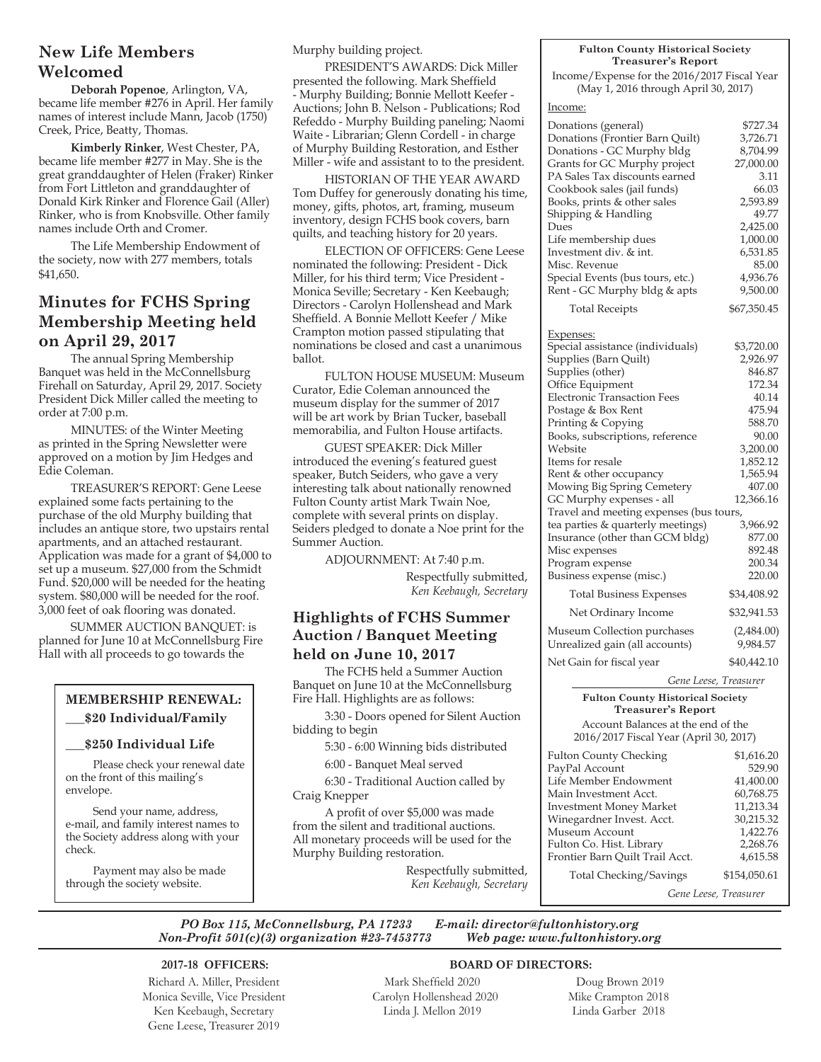## New Life Members Welcomed

**Deborah Popenoe**, Arlington, VA, became life member #276 in April. Her family names of interest include Mann, Jacob (1750) Creek, Price, Beatty, Thomas.

**Kimberly Rinker**, West Chester, PA, became life member #277 in May. She is the great granddaughter of Helen (Fraker) Rinker from Fort Littleton and granddaughter of Donald Kirk Rinker and Florence Gail (Aller) Rinker, who is from Knobsville. Other family names include Orth and Cromer.

The Life Membership Endowment of the society, now with 277 members, totals $41,650.

## Minutes for FCHS Spring Membership Meeting held on April 29, 2017

The annual Spring Membership Banquet was held in the McConnellsburg Firehall on Saturday, April 29, 2017. Society President Dick Miller called the meeting to order at 7:00 p.m.

MINUTES: of the Winter Meeting as printed in the Spring Newsletter were approved on a motion by Jim Hedges and Edie Coleman.

TREASURER'S REPORT: Gene Leese explained some facts pertaining to the purchase of the old Murphy building that includes an antique store, two upstairs rental apartments, and an attached restaurant. Application was made for a grant of $4,000 to set up a museum. $27,000 from the Schmidt Fund. $20,000 will be needed for the heating system. $80,000 will be needed for the roof. 3,000 feet of oak flooring was donated.

SUMMER AUCTION BANQUET: is planned for June 10 at McConnellsburg Fire Hall with all proceeds to go towards the Murphy building project.

PRESIDENT'S AWARDS: Dick Miller presented the following. Mark Sheffield - Murphy Building; Bonnie Mellott Keefer - Auctions; John B. Nelson - Publications; Rod Refeddo - Murphy Building paneling; Naomi Waite - Librarian; Glenn Cordell - in charge of Murphy Building Restoration, and Esther Miller - wife and assistant to to the president.

HISTORIAN OF THE YEAR AWARD Tom Duffey for generously donating his time, money, gifts, photos, art, framing, museum inventory, design FCHS book covers, barn quilts, and teaching history for 20 years.

ELECTION OF OFFICERS: Gene Leese nominated the following: President - Dick Miller, for his third term; Vice President - Monica Seville; Secretary - Ken Keebaugh; Directors - Carolyn Hollenshead and Mark Sheffield. A Bonnie Mellott Keefer / Mike Crampton motion passed stipulating that nominations be closed and cast a unanimous ballot.

FULTON HOUSE MUSEUM: Museum Curator, Edie Coleman announced the museum display for the summer of 2017 will be art work by Brian Tucker, baseball memorabilia, and Fulton House artifacts.

GUEST SPEAKER: Dick Miller introduced the evening's featured guest speaker, Butch Seiders, who gave a very interesting talk about nationally renowned Fulton County artist Mark Twain Noe, complete with several prints on display. Seiders pledged to donate a Noe print for the Summer Auction.

ADJOURNMENT: At 7:40 p.m.

Respectfully submitted,
*Ken Keebaugh, Secretary*

## Highlights of FCHS Summer Auction / Banquet Meeting held on June 10, 2017

The FCHS held a Summer Auction Banquet on June 10 at the McConnellsburg Fire Hall. Highlights are as follows:

3:30 - Doors opened for Silent Auction bidding to begin

5:30 - 6:00 Winning bids distributed

6:00 - Banquet Meal served

6:30 - Traditional Auction called by Craig Knepper

A profit of over $5,000 was made from the silent and traditional auctions. All monetary proceeds will be used for the Murphy Building restoration.

Respectfully submitted,
*Ken Keebaugh, Secretary*

### MEMBERSHIP RENEWAL:

**___$20 Individual/Family**

**___$250 Individual Life**

Please check your renewal date on the front of this mailing's envelope.

Send your name, address, e-mail, and family interest names to the Society address along with your check.

Payment may also be made through the society website.

**Fulton County Historical Society Treasurer's Report**

Income/Expense for the 2016/2017 Fiscal Year (May 1, 2016 through April 30, 2017)

| | |
|---|---|
| Income: | |
| Donations (general) | $727.34 |
| Donations (Frontier Barn Quilt) | 3,726.71 |
| Donations - GC Murphy bldg | 8,704.99 |
| Grants for GC Murphy project | 27,000.00 |
| PA Sales Tax discounts earned | 3.11 |
| Cookbook sales (jail funds) | 66.03 |
| Books, prints & other sales | 2,593.89 |
| Shipping & Handling | 49.77 |
| Dues | 2,425.00 |
| Life membership dues | 1,000.00 |
| Investment div. & int. | 6,531.85 |
| Misc. Revenue | 85.00 |
| Special Events (bus tours, etc.) | 4,936.76 |
| Rent - GC Murphy bldg & apts | 9,500.00 |
| Total Receipts | $67,350.45 |
| Expenses: | |
| Special assistance (individuals) | $3,720.00 |
| Supplies (Barn Quilt) | 2,926.97 |
| Supplies (other) | 846.87 |
| Office Equipment | 172.34 |
| Electronic Transaction Fees | 40.14 |
| Postage & Box Rent | 475.94 |
| Printing & Copying | 588.70 |
| Books, subscriptions, reference | 90.00 |
| Website | 3,200.00 |
| Items for resale | 1,852.12 |
| Rent & other occupancy | 1,565.94 |
| Mowing Big Spring Cemetery | 407.00 |
| GC Murphy expenses - all | 12,366.16 |
| Travel and meeting expenses (bus tours, tea parties & quarterly meetings) | 3,966.92 |
| Insurance (other than GCM bldg) | 877.00 |
| Misc expenses | 892.48 |
| Program expense | 200.34 |
| Business expense (misc.) | 220.00 |
| Total Business Expenses | $34,408.92 |
| Net Ordinary Income | $32,941.53 |
| Museum Collection purchases | (2,484.00) |
| Unrealized gain (all accounts) | 9,984.57 |
| Net Gain for fiscal year | $40,442.10 |

*Gene Leese, Treasurer*

**Fulton County Historical Society Treasurer's Report**

Account Balances at the end of the 2016/2017 Fiscal Year (April 30, 2017)

| | |
|---|---|
| Fulton County Checking | $1,616.20 |
| PayPal Account | 529.90 |
| Life Member Endowment | 41,400.00 |
| Main Investment Acct. | 60,768.75 |
| Investment Money Market | 11,213.34 |
| Winegardner Invest. Acct. | 30,215.32 |
| Museum Account | 1,422.76 |
| Fulton Co. Hist. Library | 2,268.76 |
| Frontier Barn Quilt Trail Acct. | 4,615.58 |
| Total Checking/Savings | $154,050.61 |

*Gene Leese, Treasurer*

*PO Box 115, McConnellsburg, PA 17233 E-mail: director@fultonhistory.org*
*Non-Profit 501(c)(3) organization #23-7453773 Web page: www.fultonhistory.org*

**2017-18 OFFICERS:**

Richard A. Miller, President
Monica Seville, Vice President
Ken Keebaugh, Secretary
Gene Leese, Treasurer 2019

**BOARD OF DIRECTORS:**

Mark Sheffield 2020
Carolyn Hollenshead 2020
Linda J. Mellon 2019
Doug Brown 2019
Mike Crampton 2018
Linda Garber 2018